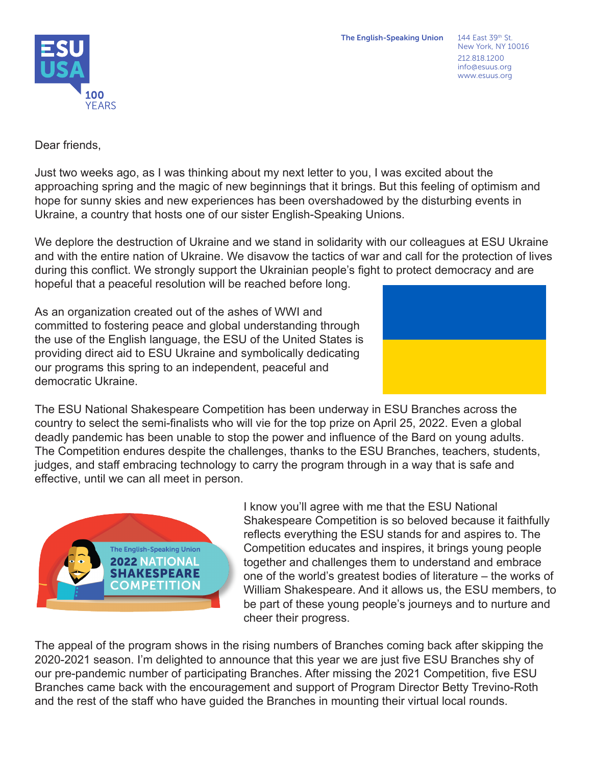The English-Speaking Union 144 East 39th St.
New York, NY 10016
212.818.1200
info@esuus.org
www.esuus.org

Dear friends,

Just two weeks ago, as I was thinking about my next letter to you, I was excited about the approaching spring and the magic of new beginnings that it brings. But this feeling of optimism and hope for sunny skies and new experiences has been overshadowed by the disturbing events in Ukraine, a country that hosts one of our sister English-Speaking Unions.

We deplore the destruction of Ukraine and we stand in solidarity with our colleagues at ESU Ukraine and with the entire nation of Ukraine. We disavow the tactics of war and call for the protection of lives during this conflict. We strongly support the Ukrainian people's fight to protect democracy and are hopeful that a peaceful resolution will be reached before long.

As an organization created out of the ashes of WWI and committed to fostering peace and global understanding through the use of the English language, the ESU of the United States is providing direct aid to ESU Ukraine and symbolically dedicating our programs this spring to an independent, peaceful and democratic Ukraine.

The ESU National Shakespeare Competition has been underway in ESU Branches across the country to select the semi-finalists who will vie for the top prize on April 25, 2022. Even a global deadly pandemic has been unable to stop the power and influence of the Bard on young adults. The Competition endures despite the challenges, thanks to the ESU Branches, teachers, students, judges, and staff embracing technology to carry the program through in a way that is safe and effective, until we can all meet in person.

I know you'll agree with me that the ESU National Shakespeare Competition is so beloved because it faithfully reflects everything the ESU stands for and aspires to. The Competition educates and inspires, it brings young people together and challenges them to understand and embrace one of the world's greatest bodies of literature – the works of William Shakespeare. And it allows us, the ESU members, to be part of these young people's journeys and to nurture and cheer their progress.

The appeal of the program shows in the rising numbers of Branches coming back after skipping the 2020-2021 season. I'm delighted to announce that this year we are just five ESU Branches shy of our pre-pandemic number of participating Branches. After missing the 2021 Competition, five ESU Branches came back with the encouragement and support of Program Director Betty Trevino-Roth and the rest of the staff who have guided the Branches in mounting their virtual local rounds.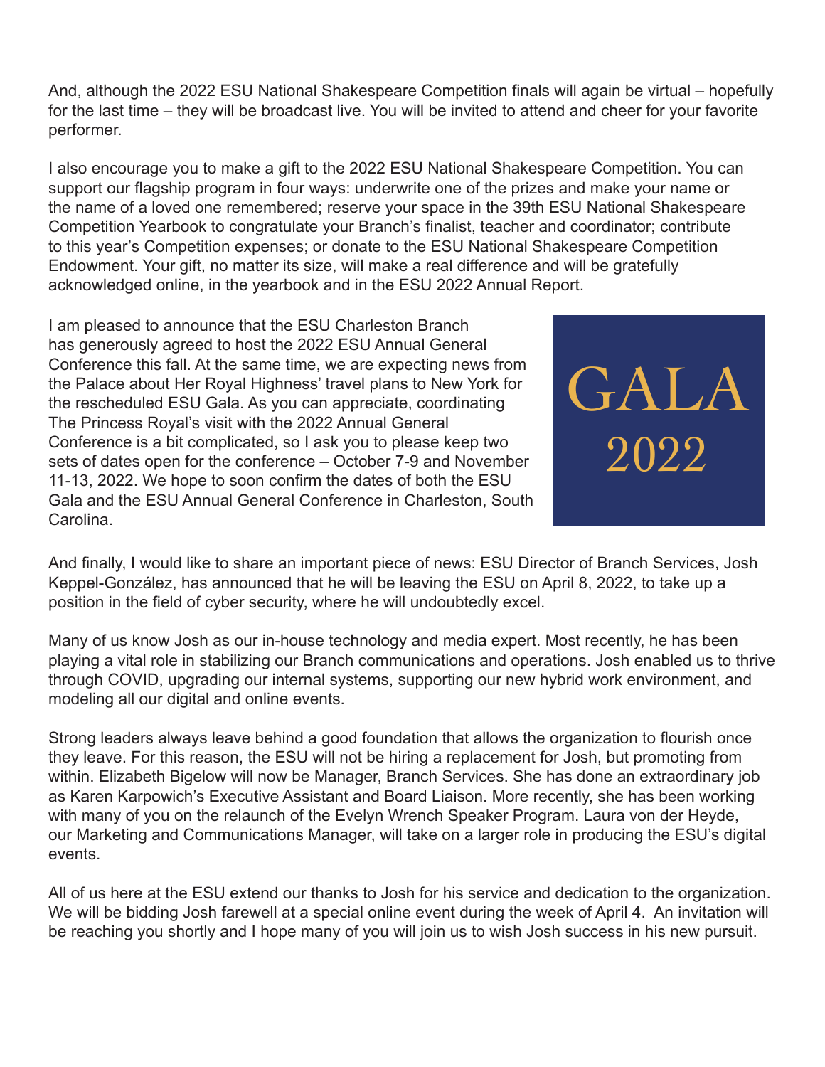And, although the 2022 ESU National Shakespeare Competition finals will again be virtual – hopefully for the last time – they will be broadcast live. You will be invited to attend and cheer for your favorite performer.

I also encourage you to make a gift to the 2022 ESU National Shakespeare Competition. You can support our flagship program in four ways: underwrite one of the prizes and make your name or the name of a loved one remembered; reserve your space in the 39th ESU National Shakespeare Competition Yearbook to congratulate your Branch's finalist, teacher and coordinator; contribute to this year's Competition expenses; or donate to the ESU National Shakespeare Competition Endowment. Your gift, no matter its size, will make a real difference and will be gratefully acknowledged online, in the yearbook and in the ESU 2022 Annual Report.

I am pleased to announce that the ESU Charleston Branch has generously agreed to host the 2022 ESU Annual General Conference this fall. At the same time, we are expecting news from the Palace about Her Royal Highness' travel plans to New York for the rescheduled ESU Gala. As you can appreciate, coordinating The Princess Royal's visit with the 2022 Annual General Conference is a bit complicated, so I ask you to please keep two sets of dates open for the conference – October 7-9 and November 11-13, 2022. We hope to soon confirm the dates of both the ESU Gala and the ESU Annual General Conference in Charleston, South Carolina.

GALA
2022

And finally, I would like to share an important piece of news: ESU Director of Branch Services, Josh Keppel-González, has announced that he will be leaving the ESU on April 8, 2022, to take up a position in the field of cyber security, where he will undoubtedly excel.

Many of us know Josh as our in-house technology and media expert. Most recently, he has been playing a vital role in stabilizing our Branch communications and operations. Josh enabled us to thrive through COVID, upgrading our internal systems, supporting our new hybrid work environment, and modeling all our digital and online events.

Strong leaders always leave behind a good foundation that allows the organization to flourish once they leave. For this reason, the ESU will not be hiring a replacement for Josh, but promoting from within. Elizabeth Bigelow will now be Manager, Branch Services. She has done an extraordinary job as Karen Karpowich's Executive Assistant and Board Liaison. More recently, she has been working with many of you on the relaunch of the Evelyn Wrench Speaker Program. Laura von der Heyde, our Marketing and Communications Manager, will take on a larger role in producing the ESU's digital events.

All of us here at the ESU extend our thanks to Josh for his service and dedication to the organization. We will be bidding Josh farewell at a special online event during the week of April 4. An invitation will be reaching you shortly and I hope many of you will join us to wish Josh success in his new pursuit.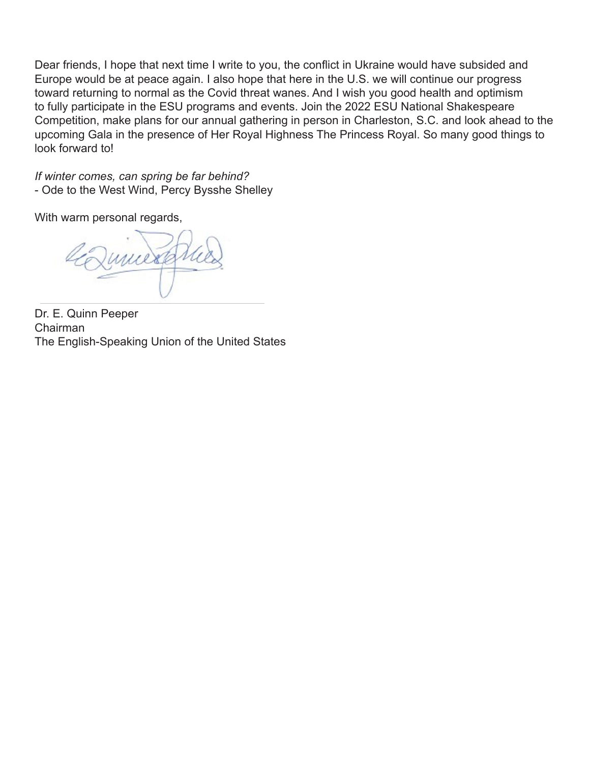Dear friends, I hope that next time I write to you, the conflict in Ukraine would have subsided and Europe would be at peace again. I also hope that here in the U.S. we will continue our progress toward returning to normal as the Covid threat wanes. And I wish you good health and optimism to fully participate in the ESU programs and events. Join the 2022 ESU National Shakespeare Competition, make plans for our annual gathering in person in Charleston, S.C. and look ahead to the upcoming Gala in the presence of Her Royal Highness The Princess Royal. So many good things to look forward to!

*If winter comes, can spring be far behind?*
- Ode to the West Wind, Percy Bysshe Shelley

With warm personal regards,

Dr. E. Quinn Peeper
Chairman
The English-Speaking Union of the United States